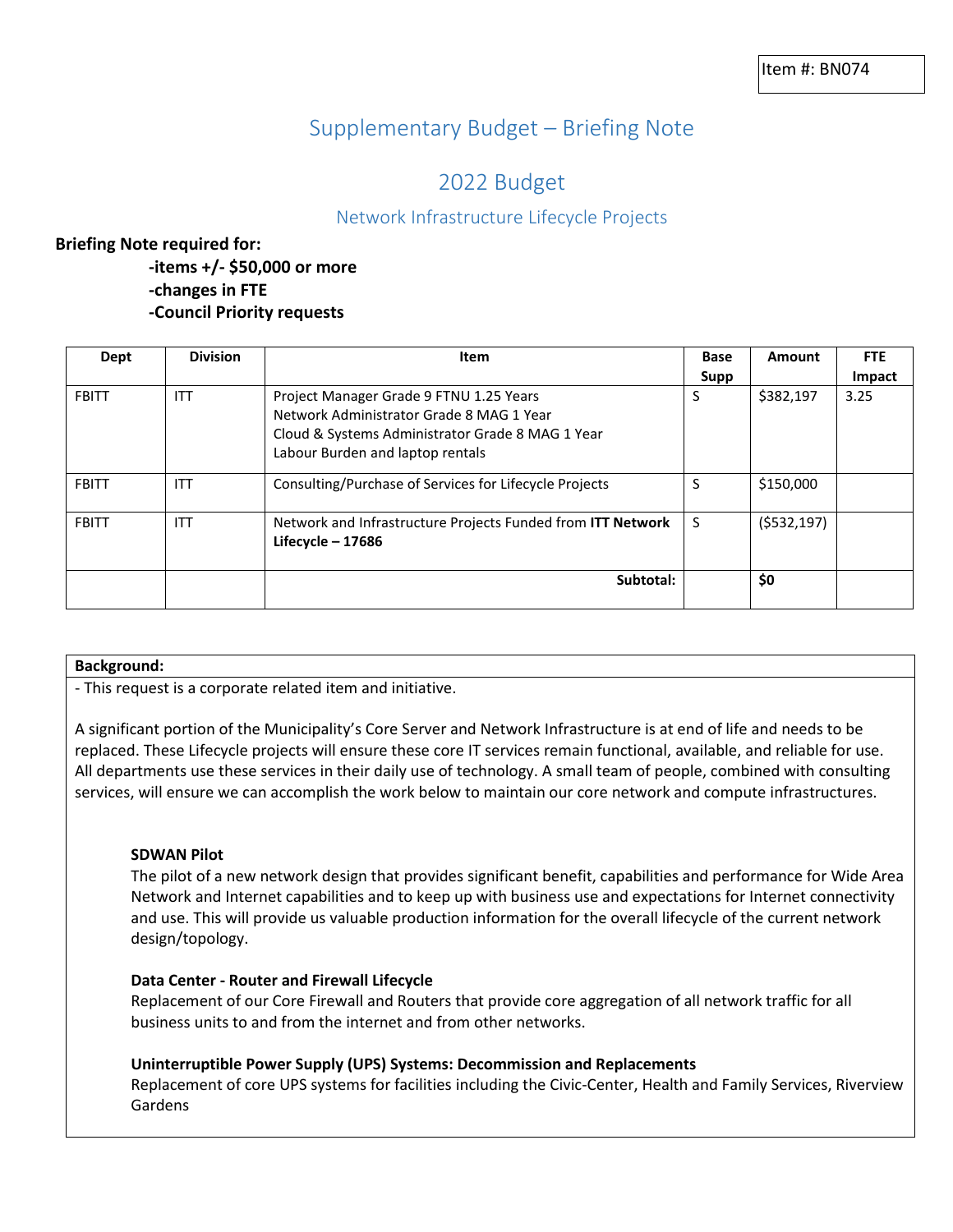Item #: BN074

# Supplementary Budget – Briefing Note

## 2022 Budget

### Network Infrastructure Lifecycle Projects

**Briefing Note required for:**

**-items +/- $50,000 or more**
**-changes in FTE**
**-Council Priority requests**

| Dept | Division | Item | Base Supp | Amount | FTE Impact |
|---|---|---|---|---|---|
| FBITT | ITT | Project Manager Grade 9 FTNU 1.25 Years<br>Network Administrator Grade 8 MAG 1 Year<br>Cloud & Systems Administrator Grade 8 MAG 1 Year<br>Labour Burden and laptop rentals | S | $382,197 | 3.25 |
| FBITT | ITT | Consulting/Purchase of Services for Lifecycle Projects | S | $150,000 | |
| FBITT | ITT | Network and Infrastructure Projects Funded from **ITT Network Lifecycle – 17686** | S | ($532,197) | |
| | | **Subtotal:** | | **$0** | |

**Background:**

- This request is a corporate related item and initiative.

A significant portion of the Municipality's Core Server and Network Infrastructure is at end of life and needs to be replaced. These Lifecycle projects will ensure these core IT services remain functional, available, and reliable for use. All departments use these services in their daily use of technology. A small team of people, combined with consulting services, will ensure we can accomplish the work below to maintain our core network and compute infrastructures.

**SDWAN Pilot**
The pilot of a new network design that provides significant benefit, capabilities and performance for Wide Area Network and Internet capabilities and to keep up with business use and expectations for Internet connectivity and use. This will provide us valuable production information for the overall lifecycle of the current network design/topology.

**Data Center - Router and Firewall Lifecycle**
Replacement of our Core Firewall and Routers that provide core aggregation of all network traffic for all business units to and from the internet and from other networks.

**Uninterruptible Power Supply (UPS) Systems: Decommission and Replacements**
Replacement of core UPS systems for facilities including the Civic-Center, Health and Family Services, Riverview Gardens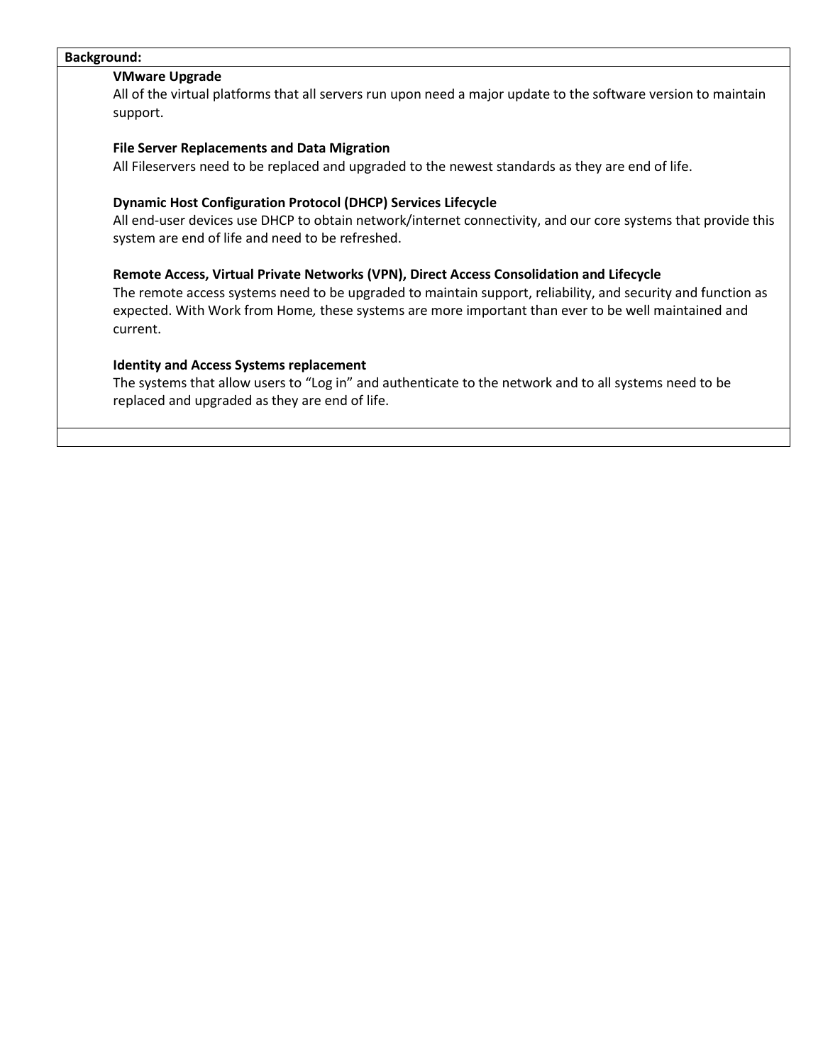**Background:**

**VMware Upgrade**
All of the virtual platforms that all servers run upon need a major update to the software version to maintain support.

**File Server Replacements and Data Migration**
All Fileservers need to be replaced and upgraded to the newest standards as they are end of life.

**Dynamic Host Configuration Protocol (DHCP) Services Lifecycle**
All end-user devices use DHCP to obtain network/internet connectivity, and our core systems that provide this system are end of life and need to be refreshed.

**Remote Access, Virtual Private Networks (VPN), Direct Access Consolidation and Lifecycle**
The remote access systems need to be upgraded to maintain support, reliability, and security and function as expected. With Work from Home, these systems are more important than ever to be well maintained and current.

**Identity and Access Systems replacement**
The systems that allow users to "Log in" and authenticate to the network and to all systems need to be replaced and upgraded as they are end of life.